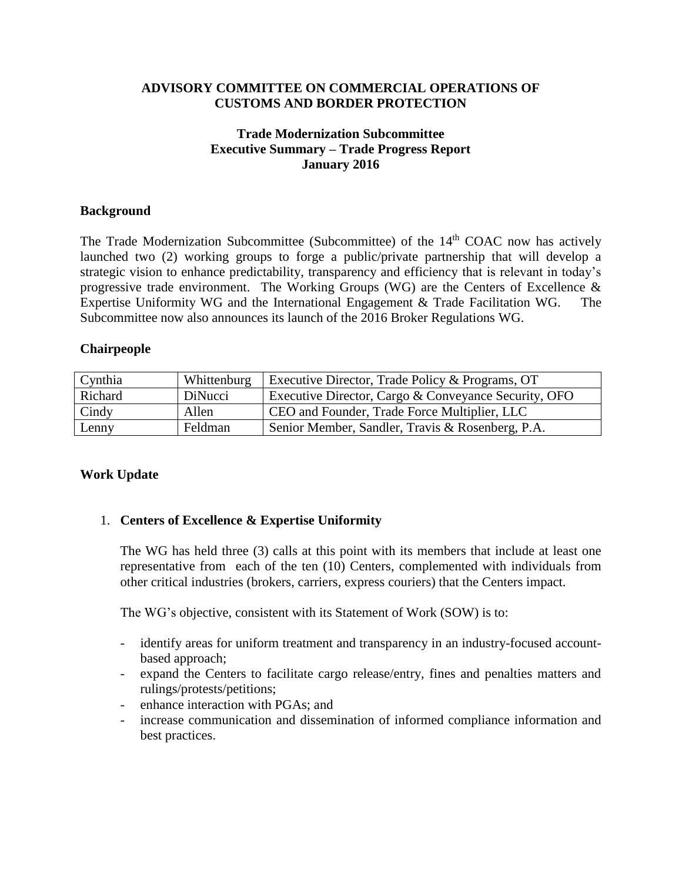# ADVISORY COMMITTEE ON COMMERCIAL OPERATIONS OF CUSTOMS AND BORDER PROTECTION

## Trade Modernization Subcommittee
## Executive Summary – Trade Progress Report
## January 2016

### Background

The Trade Modernization Subcommittee (Subcommittee) of the 14th COAC now has actively launched two (2) working groups to forge a public/private partnership that will develop a strategic vision to enhance predictability, transparency and efficiency that is relevant in today's progressive trade environment. The Working Groups (WG) are the Centers of Excellence & Expertise Uniformity WG and the International Engagement & Trade Facilitation WG. The Subcommittee now also announces its launch of the 2016 Broker Regulations WG.

### Chairpeople

| | | |
|---|---|---|
| Cynthia | Whittenburg | Executive Director, Trade Policy & Programs, OT |
| Richard | DiNucci | Executive Director, Cargo & Conveyance Security, OFO |
| Cindy | Allen | CEO and Founder, Trade Force Multiplier, LLC |
| Lenny | Feldman | Senior Member, Sandler, Travis & Rosenberg, P.A. |

### Work Update

1. **Centers of Excellence & Expertise Uniformity**

   The WG has held three (3) calls at this point with its members that include at least one representative from each of the ten (10) Centers, complemented with individuals from other critical industries (brokers, carriers, express couriers) that the Centers impact.

   The WG's objective, consistent with its Statement of Work (SOW) is to:

   - identify areas for uniform treatment and transparency in an industry-focused account-based approach;
   - expand the Centers to facilitate cargo release/entry, fines and penalties matters and rulings/protests/petitions;
   - enhance interaction with PGAs; and
   - increase communication and dissemination of informed compliance information and best practices.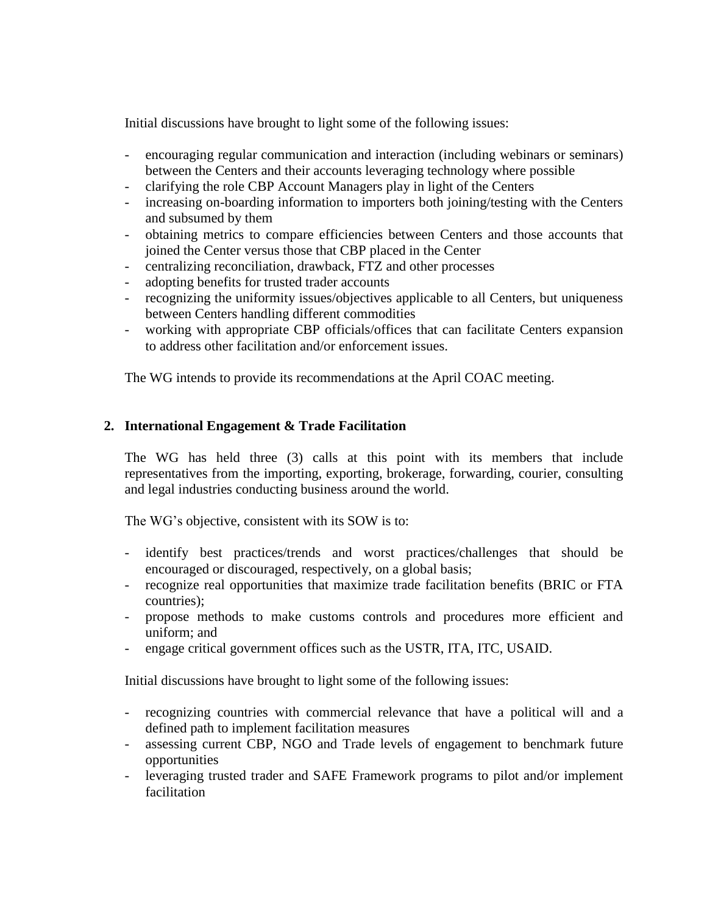Initial discussions have brought to light some of the following issues:

- encouraging regular communication and interaction (including webinars or seminars) between the Centers and their accounts leveraging technology where possible
- clarifying the role CBP Account Managers play in light of the Centers
- increasing on-boarding information to importers both joining/testing with the Centers and subsumed by them
- obtaining metrics to compare efficiencies between Centers and those accounts that joined the Center versus those that CBP placed in the Center
- centralizing reconciliation, drawback, FTZ and other processes
- adopting benefits for trusted trader accounts
- recognizing the uniformity issues/objectives applicable to all Centers, but uniqueness between Centers handling different commodities
- working with appropriate CBP officials/offices that can facilitate Centers expansion to address other facilitation and/or enforcement issues.

The WG intends to provide its recommendations at the April COAC meeting.

**2. International Engagement & Trade Facilitation**

The WG has held three (3) calls at this point with its members that include representatives from the importing, exporting, brokerage, forwarding, courier, consulting and legal industries conducting business around the world.

The WG's objective, consistent with its SOW is to:

- identify best practices/trends and worst practices/challenges that should be encouraged or discouraged, respectively, on a global basis;
- recognize real opportunities that maximize trade facilitation benefits (BRIC or FTA countries);
- propose methods to make customs controls and procedures more efficient and uniform; and
- engage critical government offices such as the USTR, ITA, ITC, USAID.

Initial discussions have brought to light some of the following issues:

- recognizing countries with commercial relevance that have a political will and a defined path to implement facilitation measures
- assessing current CBP, NGO and Trade levels of engagement to benchmark future opportunities
- leveraging trusted trader and SAFE Framework programs to pilot and/or implement facilitation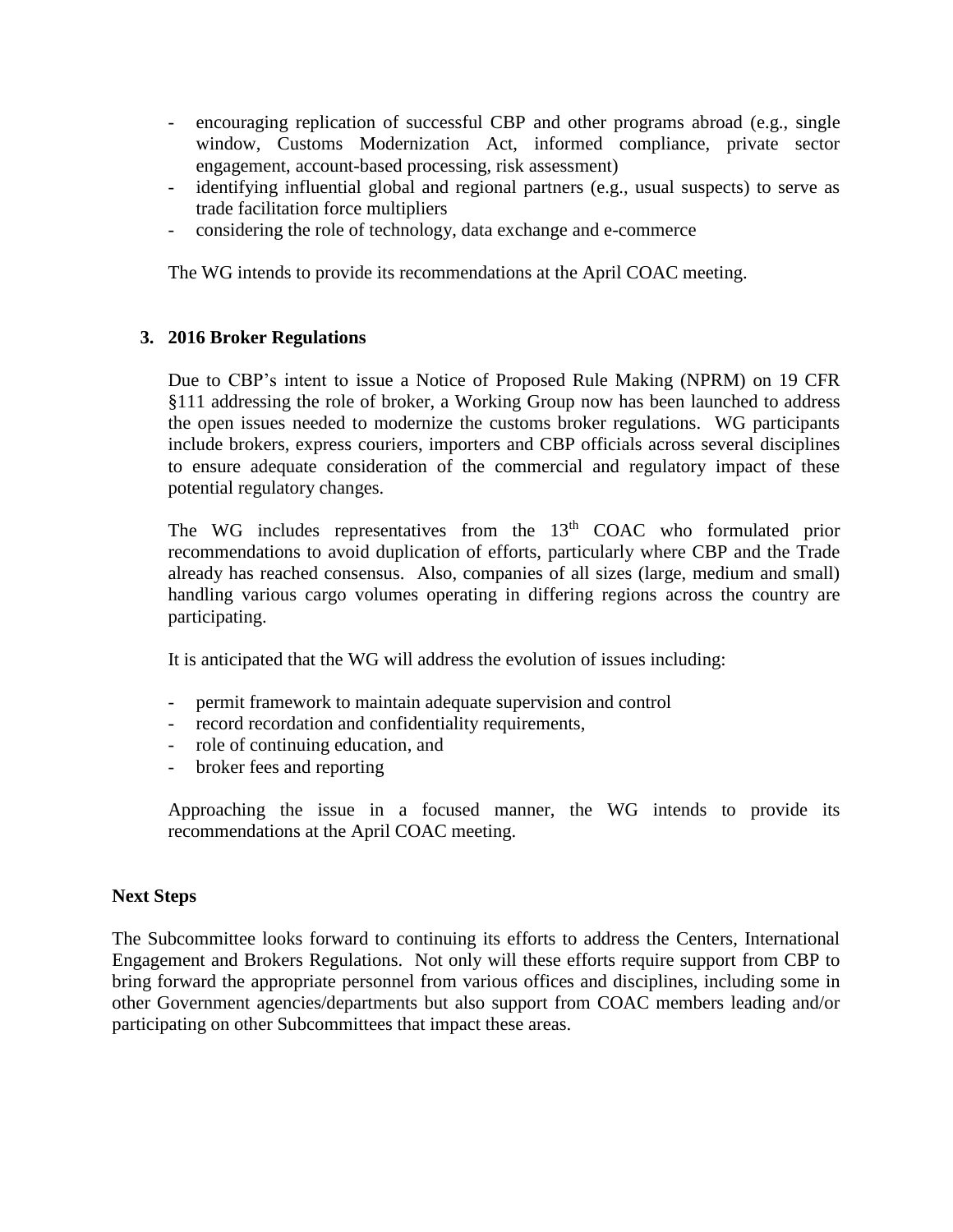- encouraging replication of successful CBP and other programs abroad (e.g., single window, Customs Modernization Act, informed compliance, private sector engagement, account-based processing, risk assessment)
- identifying influential global and regional partners (e.g., usual suspects) to serve as trade facilitation force multipliers
- considering the role of technology, data exchange and e-commerce

The WG intends to provide its recommendations at the April COAC meeting.

**3. 2016 Broker Regulations**

Due to CBP's intent to issue a Notice of Proposed Rule Making (NPRM) on 19 CFR §111 addressing the role of broker, a Working Group now has been launched to address the open issues needed to modernize the customs broker regulations. WG participants include brokers, express couriers, importers and CBP officials across several disciplines to ensure adequate consideration of the commercial and regulatory impact of these potential regulatory changes.

The WG includes representatives from the 13th COAC who formulated prior recommendations to avoid duplication of efforts, particularly where CBP and the Trade already has reached consensus. Also, companies of all sizes (large, medium and small) handling various cargo volumes operating in differing regions across the country are participating.

It is anticipated that the WG will address the evolution of issues including:

- permit framework to maintain adequate supervision and control
- record recordation and confidentiality requirements,
- role of continuing education, and
- broker fees and reporting

Approaching the issue in a focused manner, the WG intends to provide its recommendations at the April COAC meeting.

**Next Steps**

The Subcommittee looks forward to continuing its efforts to address the Centers, International Engagement and Brokers Regulations. Not only will these efforts require support from CBP to bring forward the appropriate personnel from various offices and disciplines, including some in other Government agencies/departments but also support from COAC members leading and/or participating on other Subcommittees that impact these areas.